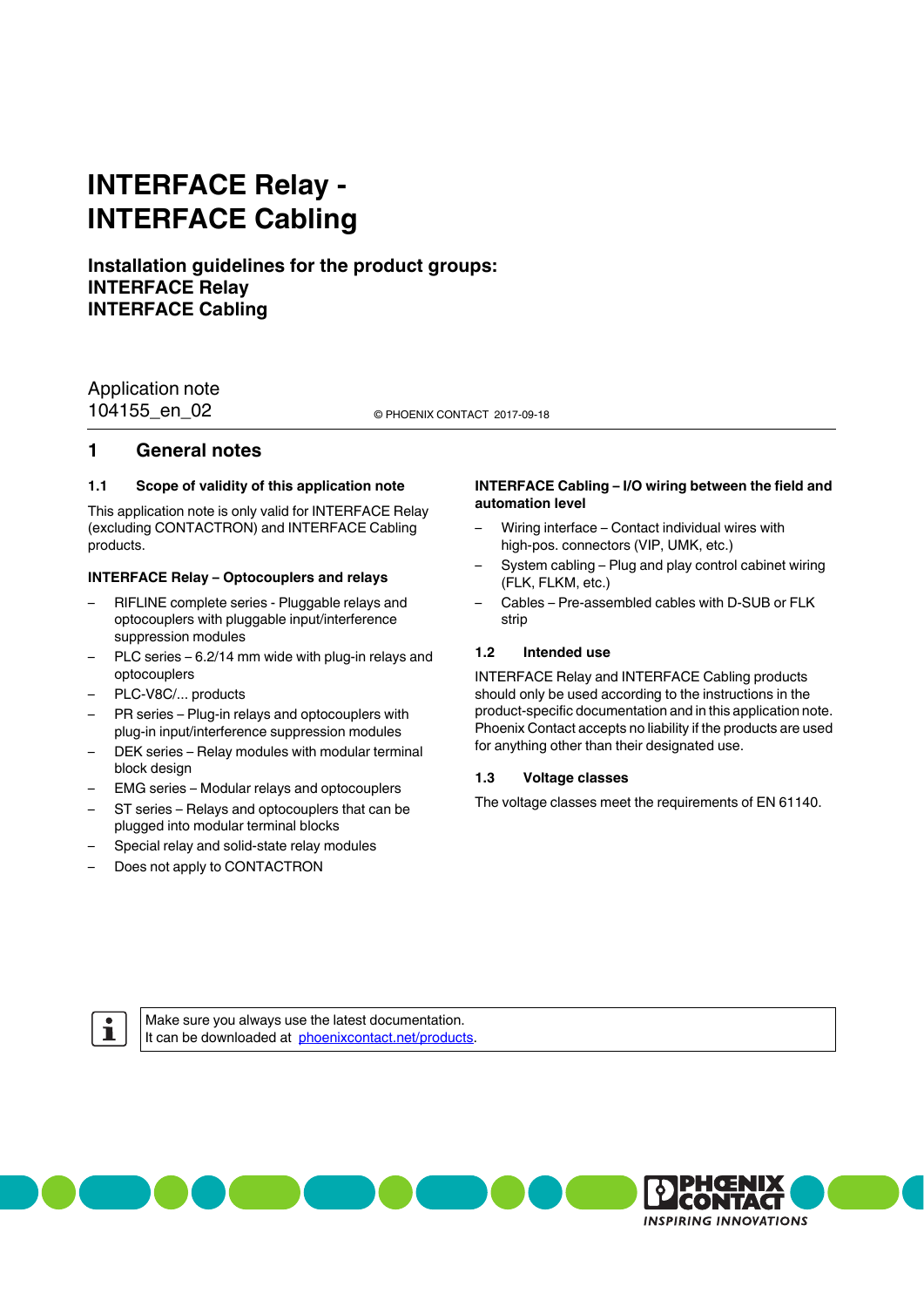# INTERFACE Relay - INTERFACE Cabling

**Installation guidelines for the product groups:**
**INTERFACE Relay**
**INTERFACE Cabling**

Application note
104155_en_02

© PHOENIX CONTACT 2017-09-18

## 1 General notes

### 1.1 Scope of validity of this application note

This application note is only valid for INTERFACE Relay (excluding CONTACTRON) and INTERFACE Cabling products.

**INTERFACE Relay – Optocouplers and relays**

- RIFLINE complete series - Pluggable relays and optocouplers with pluggable input/interference suppression modules
- PLC series – 6.2/14 mm wide with plug-in relays and optocouplers
- PLC-V8C/... products
- PR series – Plug-in relays and optocouplers with plug-in input/interference suppression modules
- DEK series – Relay modules with modular terminal block design
- EMG series – Modular relays and optocouplers
- ST series – Relays and optocouplers that can be plugged into modular terminal blocks
- Special relay and solid-state relay modules
- Does not apply to CONTACTRON

**INTERFACE Cabling – I/O wiring between the field and automation level**

- Wiring interface – Contact individual wires with high-pos. connectors (VIP, UMK, etc.)
- System cabling – Plug and play control cabinet wiring (FLK, FLKM, etc.)
- Cables – Pre-assembled cables with D-SUB or FLK strip

### 1.2 Intended use

INTERFACE Relay and INTERFACE Cabling products should only be used according to the instructions in the product-specific documentation and in this application note. Phoenix Contact accepts no liability if the products are used for anything other than their designated use.

### 1.3 Voltage classes

The voltage classes meet the requirements of EN 61140.

Make sure you always use the latest documentation.
It can be downloaded at phoenixcontact.net/products.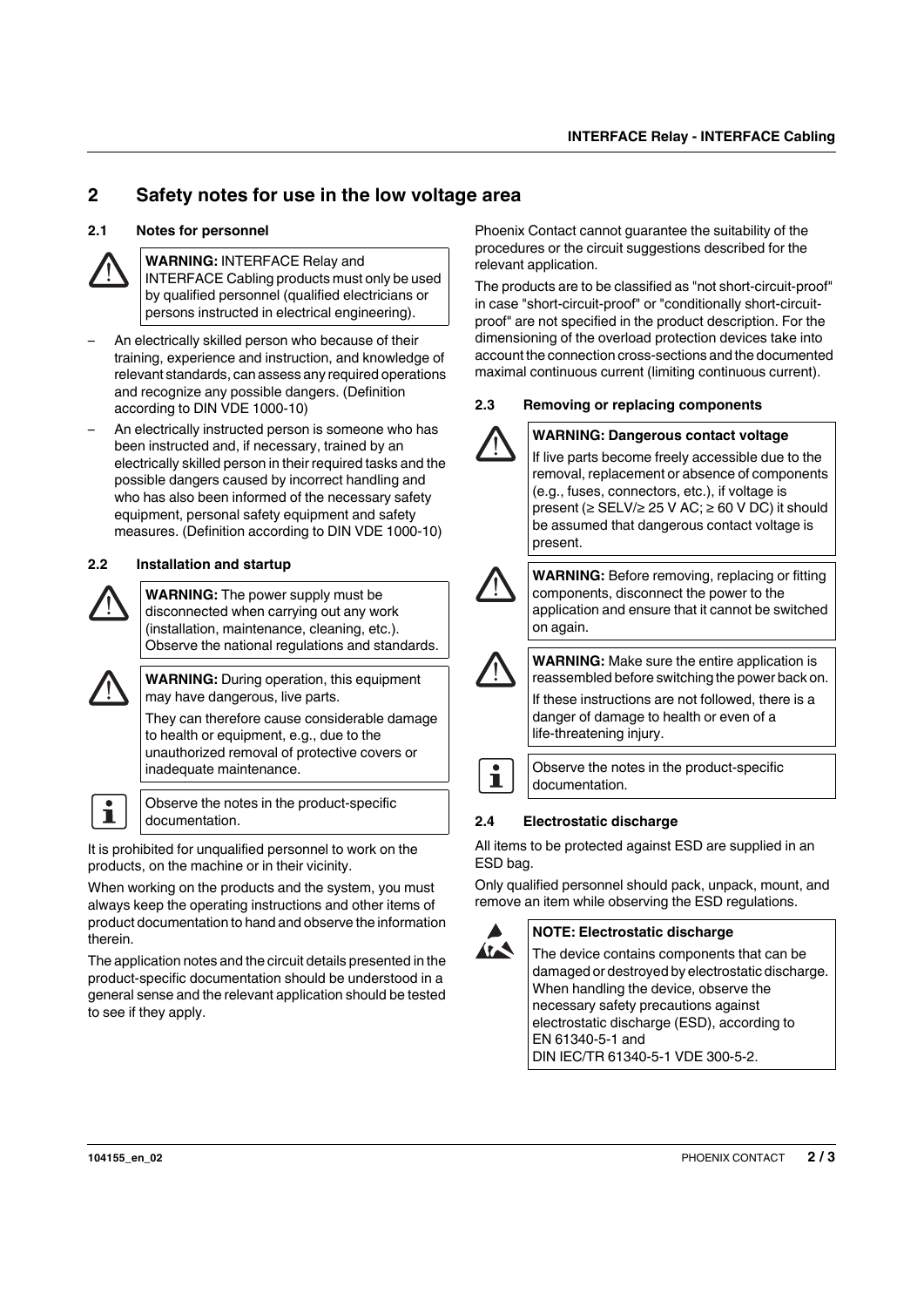## 2 Safety notes for use in the low voltage area

### 2.1 Notes for personnel

**WARNING:** INTERFACE Relay and INTERFACE Cabling products must only be used by qualified personnel (qualified electricians or persons instructed in electrical engineering).

- An electrically skilled person who because of their training, experience and instruction, and knowledge of relevant standards, can assess any required operations and recognize any possible dangers. (Definition according to DIN VDE 1000-10)
- An electrically instructed person is someone who has been instructed and, if necessary, trained by an electrically skilled person in their required tasks and the possible dangers caused by incorrect handling and who has also been informed of the necessary safety equipment, personal safety equipment and safety measures. (Definition according to DIN VDE 1000-10)

### 2.2 Installation and startup

**WARNING:** The power supply must be disconnected when carrying out any work (installation, maintenance, cleaning, etc.). Observe the national regulations and standards.

**WARNING:** During operation, this equipment may have dangerous, live parts.

They can therefore cause considerable damage to health or equipment, e.g., due to the unauthorized removal of protective covers or inadequate maintenance.

Observe the notes in the product-specific documentation.

It is prohibited for unqualified personnel to work on the products, on the machine or in their vicinity.

When working on the products and the system, you must always keep the operating instructions and other items of product documentation to hand and observe the information therein.

The application notes and the circuit details presented in the product-specific documentation should be understood in a general sense and the relevant application should be tested to see if they apply.

Phoenix Contact cannot guarantee the suitability of the procedures or the circuit suggestions described for the relevant application.

The products are to be classified as "not short-circuit-proof" in case "short-circuit-proof" or "conditionally short-circuit-proof" are not specified in the product description. For the dimensioning of the overload protection devices take into account the connection cross-sections and the documented maximal continuous current (limiting continuous current).

### 2.3 Removing or replacing components

**WARNING: Dangerous contact voltage**

If live parts become freely accessible due to the removal, replacement or absence of components (e.g., fuses, connectors, etc.), if voltage is present (≥ SELV/≥ 25 V AC; ≥ 60 V DC) it should be assumed that dangerous contact voltage is present.

**WARNING:** Before removing, replacing or fitting components, disconnect the power to the application and ensure that it cannot be switched on again.

**WARNING:** Make sure the entire application is reassembled before switching the power back on.

If these instructions are not followed, there is a danger of damage to health or even of a life-threatening injury.

Observe the notes in the product-specific documentation.

### 2.4 Electrostatic discharge

All items to be protected against ESD are supplied in an ESD bag.

Only qualified personnel should pack, unpack, mount, and remove an item while observing the ESD regulations.

**NOTE: Electrostatic discharge**

The device contains components that can be damaged or destroyed by electrostatic discharge. When handling the device, observe the necessary safety precautions against electrostatic discharge (ESD), according to EN 61340-5-1 and DIN IEC/TR 61340-5-1 VDE 300-5-2.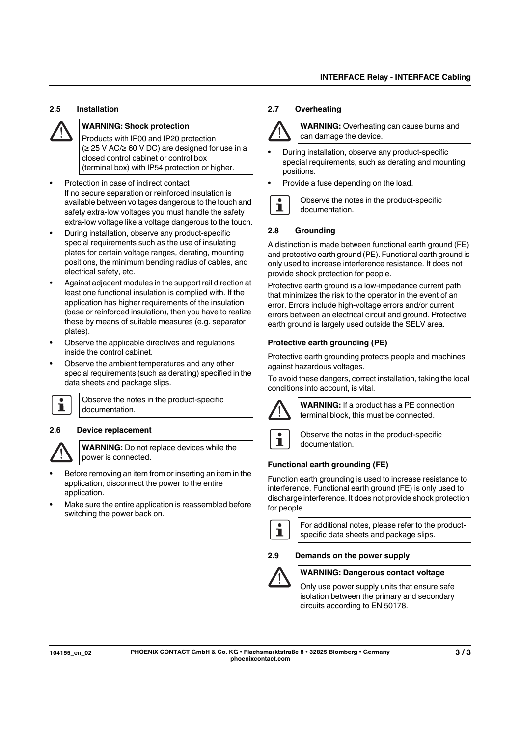## 2.5 Installation

**WARNING: Shock protection**

Products with IP00 and IP20 protection (≥ 25 V AC/≥ 60 V DC) are designed for use in a closed control cabinet or control box (terminal box) with IP54 protection or higher.

- Protection in case of indirect contact
  If no secure separation or reinforced insulation is available between voltages dangerous to the touch and safety extra-low voltages you must handle the safety extra-low voltage like a voltage dangerous to the touch.
- During installation, observe any product-specific special requirements such as the use of insulating plates for certain voltage ranges, derating, mounting positions, the minimum bending radius of cables, and electrical safety, etc.
- Against adjacent modules in the support rail direction at least one functional insulation is complied with. If the application has higher requirements of the insulation (base or reinforced insulation), then you have to realize these by means of suitable measures (e.g. separator plates).
- Observe the applicable directives and regulations inside the control cabinet.
- Observe the ambient temperatures and any other special requirements (such as derating) specified in the data sheets and package slips.

Observe the notes in the product-specific documentation.

## 2.6 Device replacement

**WARNING:** Do not replace devices while the power is connected.

- Before removing an item from or inserting an item in the application, disconnect the power to the entire application.
- Make sure the entire application is reassembled before switching the power back on.

## 2.7 Overheating

**WARNING:** Overheating can cause burns and can damage the device.

- During installation, observe any product-specific special requirements, such as derating and mounting positions.
- Provide a fuse depending on the load.

Observe the notes in the product-specific documentation.

## 2.8 Grounding

A distinction is made between functional earth ground (FE) and protective earth ground (PE). Functional earth ground is only used to increase interference resistance. It does not provide shock protection for people.

Protective earth ground is a low-impedance current path that minimizes the risk to the operator in the event of an error. Errors include high-voltage errors and/or current errors between an electrical circuit and ground. Protective earth ground is largely used outside the SELV area.

### Protective earth grounding (PE)

Protective earth grounding protects people and machines against hazardous voltages.

To avoid these dangers, correct installation, taking the local conditions into account, is vital.

**WARNING:** If a product has a PE connection terminal block, this must be connected.

Observe the notes in the product-specific documentation.

### Functional earth grounding (FE)

Function earth grounding is used to increase resistance to interference. Functional earth ground (FE) is only used to discharge interference. It does not provide shock protection for people.

For additional notes, please refer to the product-specific data sheets and package slips.

## 2.9 Demands on the power supply

**WARNING: Dangerous contact voltage**

Only use power supply units that ensure safe isolation between the primary and secondary circuits according to EN 50178.